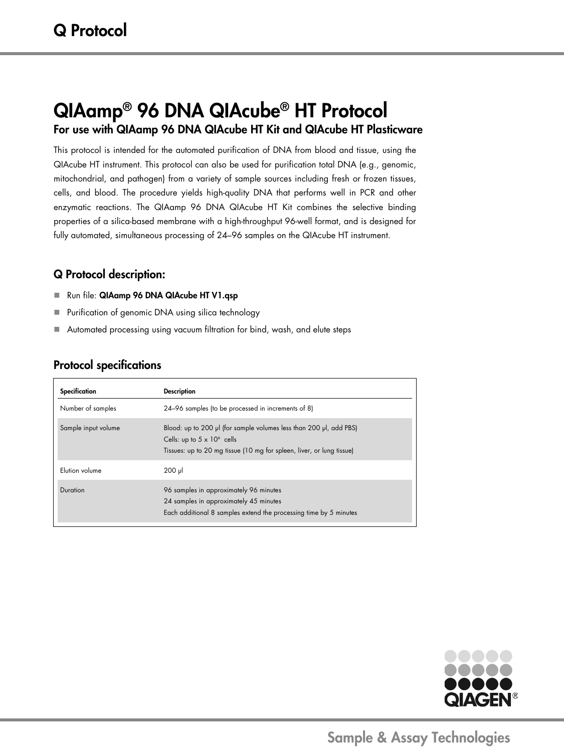# Q Protocol

# QIAamp® 96 DNA QIAcube® HT Protocol

### For use with QIAamp 96 DNA QIAcube HT Kit and QIAcube HT Plasticware

This protocol is intended for the automated purification of DNA from blood and tissue, using the QIAcube HT instrument. This protocol can also be used for purification total DNA (e.g., genomic, mitochondrial, and pathogen) from a variety of sample sources including fresh or frozen tissues, cells, and blood. The procedure yields high-quality DNA that performs well in PCR and other enzymatic reactions. The QIAamp 96 DNA QIAcube HT Kit combines the selective binding properties of a silica-based membrane with a high-throughput 96-well format, and is designed for fully automated, simultaneous processing of 24–96 samples on the QIAcube HT instrument.

## Q Protocol description:

- Run file: **QIAamp 96 DNA QIAcube HT V1.qsp**
- Purification of genomic DNA using silica technology
- Automated processing using vacuum filtration for bind, wash, and elute steps

## Protocol specifications

| Specification | Description |
|---|---|
| Number of samples | 24–96 samples (to be processed in increments of 8) |
| Sample input volume | Blood: up to 200 µl (for sample volumes less than 200 µl, add PBS)<br>Cells: up to 5 x $10^6$ cells<br>Tissues: up to 20 mg tissue (10 mg for spleen, liver, or lung tissue) |
| Elution volume | 200 µl |
| Duration | 96 samples in approximately 96 minutes<br>24 samples in approximately 45 minutes<br>Each additional 8 samples extend the processing time by 5 minutes |

Sample & Assay Technologies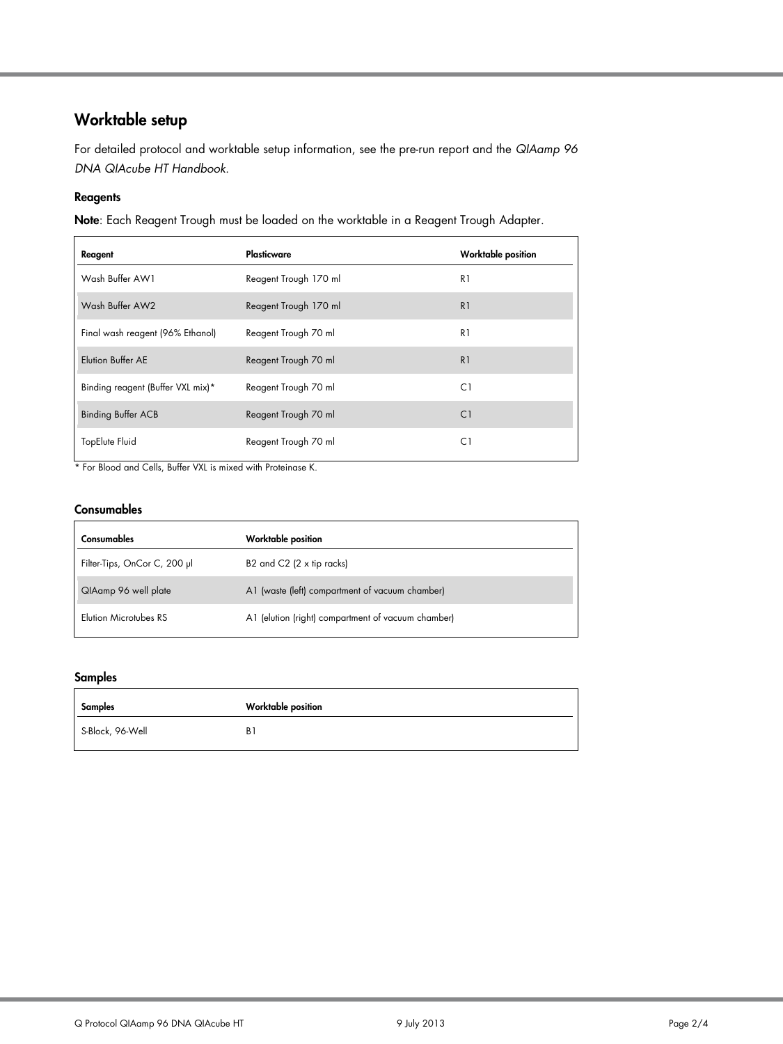## Worktable setup

For detailed protocol and worktable setup information, see the pre-run report and the *QIAamp 96 DNA QIAcube HT Handbook*.

### Reagents

**Note**: Each Reagent Trough must be loaded on the worktable in a Reagent Trough Adapter.

| Reagent | Plasticware | Worktable position |
|---|---|---|
| Wash Buffer AW1 | Reagent Trough 170 ml | R1 |
| Wash Buffer AW2 | Reagent Trough 170 ml | R1 |
| Final wash reagent (96% Ethanol) | Reagent Trough 70 ml | R1 |
| Elution Buffer AE | Reagent Trough 70 ml | R1 |
| Binding reagent (Buffer VXL mix)* | Reagent Trough 70 ml | C1 |
| Binding Buffer ACB | Reagent Trough 70 ml | C1 |
| TopElute Fluid | Reagent Trough 70 ml | C1 |

* For Blood and Cells, Buffer VXL is mixed with Proteinase K.

### Consumables

| Consumables | Worktable position |
|---|---|
| Filter-Tips, OnCor C, 200 µl | B2 and C2 (2 x tip racks) |
| QIAamp 96 well plate | A1 (waste (left) compartment of vacuum chamber) |
| Elution Microtubes RS | A1 (elution (right) compartment of vacuum chamber) |

### Samples

| Samples | Worktable position |
|---|---|
| S-Block, 96-Well | B1 |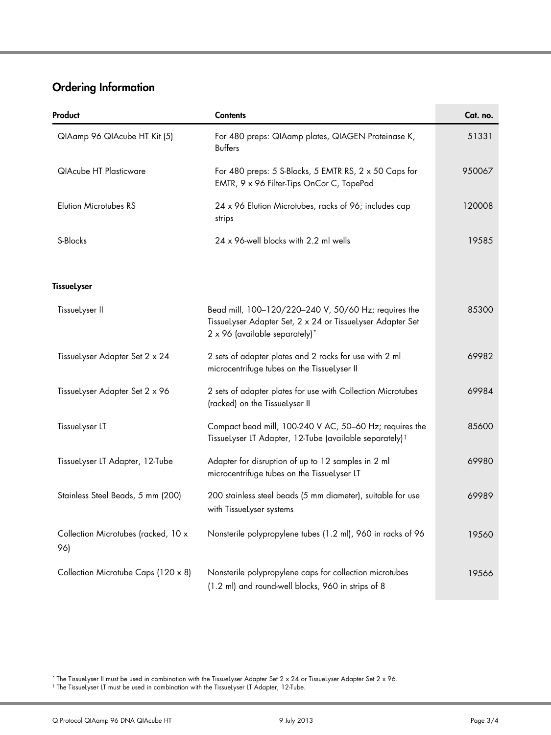## Ordering Information

| Product | Contents | Cat. no. |
|---|---|---|
| QIAamp 96 QIAcube HT Kit (5) | For 480 preps: QIAamp plates, QIAGEN Proteinase K, Buffers | 51331 |
| QIAcube HT Plasticware | For 480 preps: 5 S-Blocks, 5 EMTR RS, 2 x 50 Caps for EMTR, 9 x 96 Filter-Tips OnCor C, TapePad | 950067 |
| Elution Microtubes RS | 24 x 96 Elution Microtubes, racks of 96; includes cap strips | 120008 |
| S-Blocks | 24 x 96-well blocks with 2.2 ml wells | 19585 |
| **TissueLyser** | | |
| TissueLyser II | Bead mill, 100–120/220–240 V, 50/60 Hz; requires the TissueLyser Adapter Set, 2 x 24 or TissueLyser Adapter Set 2 x 96 (available separately)* | 85300 |
| TissueLyser Adapter Set 2 x 24 | 2 sets of adapter plates and 2 racks for use with 2 ml microcentrifuge tubes on the TissueLyser II | 69982 |
| TissueLyser Adapter Set 2 x 96 | 2 sets of adapter plates for use with Collection Microtubes (racked) on the TissueLyser II | 69984 |
| TissueLyser LT | Compact bead mill, 100-240 V AC, 50–60 Hz; requires the TissueLyser LT Adapter, 12-Tube (available separately)† | 85600 |
| TissueLyser LT Adapter, 12-Tube | Adapter for disruption of up to 12 samples in 2 ml microcentrifuge tubes on the TissueLyser LT | 69980 |
| Stainless Steel Beads, 5 mm (200) | 200 stainless steel beads (5 mm diameter), suitable for use with TissueLyser systems | 69989 |
| Collection Microtubes (racked, 10 x 96) | Nonsterile polypropylene tubes (1.2 ml), 960 in racks of 96 | 19560 |
| Collection Microtube Caps (120 x 8) | Nonsterile polypropylene caps for collection microtubes (1.2 ml) and round-well blocks, 960 in strips of 8 | 19566 |

* The TissueLyser II must be used in combination with the TissueLyser Adapter Set 2 x 24 or TissueLyser Adapter Set 2 x 96.
† The TissueLyser LT must be used in combination with the TissueLyser LT Adapter, 12-Tube.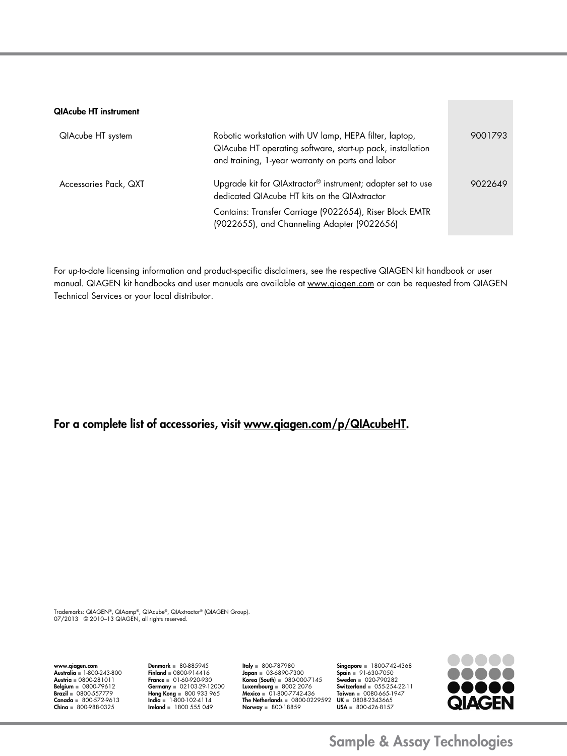| QIAcube HT instrument | | |
|---|---|---|
| QIAcube HT system | Robotic workstation with UV lamp, HEPA filter, laptop, QIAcube HT operating software, start-up pack, installation and training, 1-year warranty on parts and labor | 9001793 |
| Accessories Pack, QXT | Upgrade kit for QIAxtractor® instrument; adapter set to use dedicated QIAcube HT kits on the QIAxtractor<br>Contains: Transfer Carriage (9022654), Riser Block EMTR (9022655), and Channeling Adapter (9022656) | 9022649 |

For up-to-date licensing information and product-specific disclaimers, see the respective QIAGEN kit handbook or user manual. QIAGEN kit handbooks and user manuals are available at www.qiagen.com or can be requested from QIAGEN Technical Services or your local distributor.

## For a complete list of accessories, visit www.qiagen.com/p/QIAcubeHT.

Trademarks: QIAGEN®, QIAamp®, QIAcube®, QIAxtractor® (QIAGEN Group).
07/2013 © 2010–13 QIAGEN, all rights reserved.

www.qiagen.com
**Australia** ■ 1-800-243-800
**Austria** ■ 0800-281011
**Belgium** ■ 0800-79612
**Brazil** ■ 0800-557779
**Canada** ■ 800-572-9613
**China** ■ 800-988-0325
**Denmark** ■ 80-885945
**Finland** ■ 0800-914416
**France** ■ 01-60-920-930
**Germany** ■ 02103-29-12000
**Hong Kong** ■ 800 933 965
**India** ■ 1-800-102-4114
**Ireland** ■ 1800 555 049
**Italy** ■ 800-787980
**Japan** ■ 03-6890-7300
**Korea (South)** ■ 080-000-7145
**Luxembourg** ■ 8002 2076
**Mexico** ■ 01-800-7742-436
**The Netherlands** ■ 0800-0229592
**Norway** ■ 800-18859
**Singapore** ■ 1800-742-4368
**Spain** ■ 91-630-7050
**Sweden** ■ 020-790282
**Switzerland** ■ 055-254-22-11
**Taiwan** ■ 0080-665-1947
**UK** ■ 0808-2343665
**USA** ■ 800-426-8157

QIAGEN

Sample & Assay Technologies